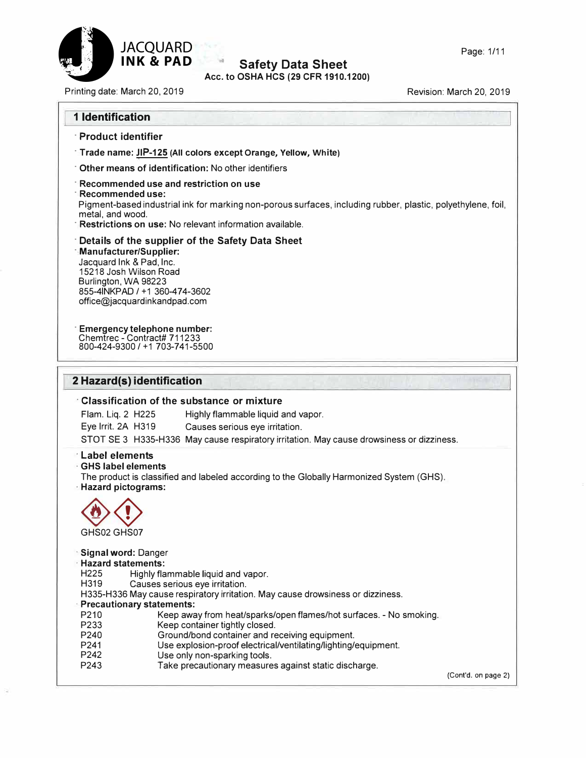JACQUARD INK & PAD

# Safety Data Sheet

**Acc. to OSHA HCS (29 CFR 1910.1200)**

Printing date: March 20, 2019 Revision: March 20, 2019

## 1 Identification

- **Product identifier**
- **Trade name: JIP-125 (All colors except Orange, Yellow, White)**
- **Other means of identification:** No other identifiers
- **Recommended use and restriction on use**
- **Recommended use:**
  Pigment-based industrial ink for marking non-porous surfaces, including rubber, plastic, polyethylene, foil, metal, and wood.
- **Restrictions on use:** No relevant information available.
- **Details of the supplier of the Safety Data Sheet**
- **Manufacturer/Supplier:**
  Jacquard Ink & Pad, Inc.
  15218 Josh Wilson Road
  Burlington, WA 98223
  855-4INKPAD / +1 360-474-3602
  office@jacquardinkandpad.com
- **Emergency telephone number:**
  Chemtrec - Contract# 711233
  800-424-9300 / +1 703-741-5500

## 2 Hazard(s) identification

- **Classification of the substance or mixture**

| | | |
|---|---|---|
| Flam. Liq. 2 | H225 | Highly flammable liquid and vapor. |
| Eye Irrit. 2A | H319 | Causes serious eye irritation. |
| STOT SE 3 | H335-H336 | May cause respiratory irritation. May cause drowsiness or dizziness. |

- **Label elements**
- **GHS label elements**
  The product is classified and labeled according to the Globally Harmonized System (GHS).
- **Hazard pictograms:**

GHS02 GHS07

- **Signal word:** Danger
- **Hazard statements:**
  H225 Highly flammable liquid and vapor.
  H319 Causes serious eye irritation.
  H335-H336 May cause respiratory irritation. May cause drowsiness or dizziness.
- **Precautionary statements:**

| | |
|---|---|
| P210 | Keep away from heat/sparks/open flames/hot surfaces. - No smoking. |
| P233 | Keep container tightly closed. |
| P240 | Ground/bond container and receiving equipment. |
| P241 | Use explosion-proof electrical/ventilating/lighting/equipment. |
| P242 | Use only non-sparking tools. |
| P243 | Take precautionary measures against static discharge. |

(Cont'd. on page 2)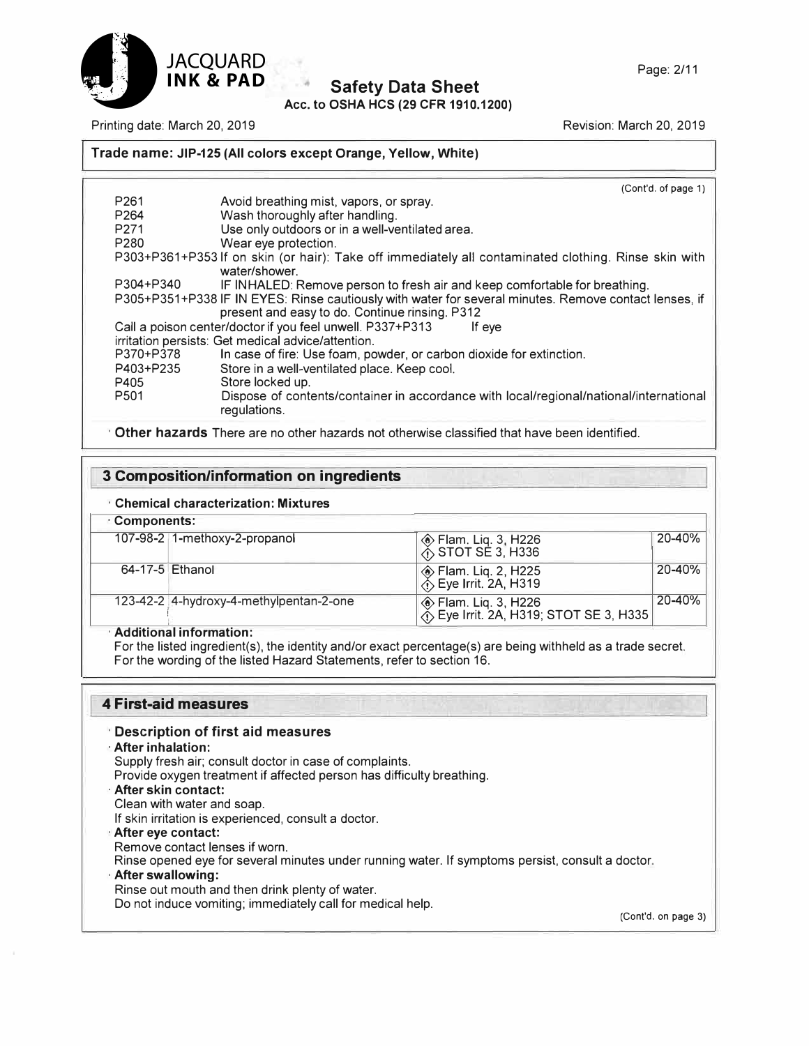**Trade name: JIP-125 (All colors except Orange, Yellow, White)**

(Cont'd. of page 1)

| | |
|---|---|
| P261 | Avoid breathing mist, vapors, or spray. |
| P264 | Wash thoroughly after handling. |
| P271 | Use only outdoors or in a well-ventilated area. |
| P280 | Wear eye protection. |
| P303+P361+P353 | If on skin (or hair): Take off immediately all contaminated clothing. Rinse skin with water/shower. |
| P304+P340 | IF INHALED: Remove person to fresh air and keep comfortable for breathing. |
| P305+P351+P338 | IF IN EYES: Rinse cautiously with water for several minutes. Remove contact lenses, if present and easy to do. Continue rinsing. P312 |

Call a poison center/doctor if you feel unwell. P337+P313 If eye irritation persists: Get medical advice/attention.

| | |
|---|---|
| P370+P378 | In case of fire: Use foam, powder, or carbon dioxide for extinction. |
| P403+P235 | Store in a well-ventilated place. Keep cool. |
| P405 | Store locked up. |
| P501 | Dispose of contents/container in accordance with local/regional/national/international regulations. |

· **Other hazards** There are no other hazards not otherwise classified that have been identified.

## 3 Composition/information on ingredients

· **Chemical characterization: Mixtures**

· **Components:**

| | | | |
|---|---|---|---|
| 107-98-2 | 1-methoxy-2-propanol | Flam. Liq. 3, H226<br>STOT SE 3, H336 | 20-40% |
| 64-17-5 | Ethanol | Flam. Liq. 2, H225<br>Eye Irrit. 2A, H319 | 20-40% |
| 123-42-2 | 4-hydroxy-4-methylpentan-2-one | Flam. Liq. 3, H226<br>Eye Irrit. 2A, H319; STOT SE 3, H335 | 20-40% |

· **Additional information:**

For the listed ingredient(s), the identity and/or exact percentage(s) are being withheld as a trade secret.
For the wording of the listed Hazard Statements, refer to section 16.

## 4 First-aid measures

· **Description of first aid measures**

· **After inhalation:**
Supply fresh air; consult doctor in case of complaints.
Provide oxygen treatment if affected person has difficulty breathing.

· **After skin contact:**
Clean with water and soap.
If skin irritation is experienced, consult a doctor.

· **After eye contact:**
Remove contact lenses if worn.
Rinse opened eye for several minutes under running water. If symptoms persist, consult a doctor.

· **After swallowing:**
Rinse out mouth and then drink plenty of water.
Do not induce vomiting; immediately call for medical help.

(Cont'd. on page 3)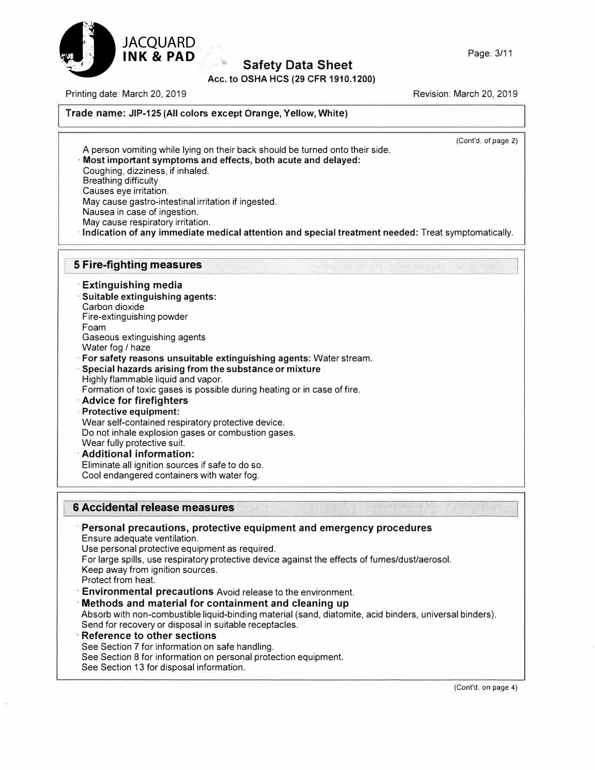**Trade name: JIP-125 (All colors except Orange, Yellow, White)**

(Cont'd. of page 2)

A person vomiting while lying on their back should be turned onto their side.

· **Most important symptoms and effects, both acute and delayed:**
Coughing, dizziness, if inhaled.
Breathing difficulty
Causes eye irritation.
May cause gastro-intestinal irritation if ingested.
Nausea in case of ingestion.
May cause respiratory irritation.

· **Indication of any immediate medical attention and special treatment needed:** Treat symptomatically.

## 5 Fire-fighting measures

· **Extinguishing media**

· **Suitable extinguishing agents:**
Carbon dioxide
Fire-extinguishing powder
Foam
Gaseous extinguishing agents
Water fog / haze

· **For safety reasons unsuitable extinguishing agents:** Water stream.

· **Special hazards arising from the substance or mixture**
Highly flammable liquid and vapor.
Formation of toxic gases is possible during heating or in case of fire.

· **Advice for firefighters**

· **Protective equipment:**
Wear self-contained respiratory protective device.
Do not inhale explosion gases or combustion gases.
Wear fully protective suit.

· **Additional information:**
Eliminate all ignition sources if safe to do so.
Cool endangered containers with water fog.

## 6 Accidental release measures

· **Personal precautions, protective equipment and emergency procedures**
Ensure adequate ventilation.
Use personal protective equipment as required.
For large spills, use respiratory protective device against the effects of fumes/dust/aerosol.
Keep away from ignition sources.
Protect from heat.

· **Environmental precautions** Avoid release to the environment.

· **Methods and material for containment and cleaning up**
Absorb with non-combustible liquid-binding material (sand, diatomite, acid binders, universal binders).
Send for recovery or disposal in suitable receptacles.

· **Reference to other sections**
See Section 7 for information on safe handling.
See Section 8 for information on personal protection equipment.
See Section 13 for disposal information.

(Cont'd. on page 4)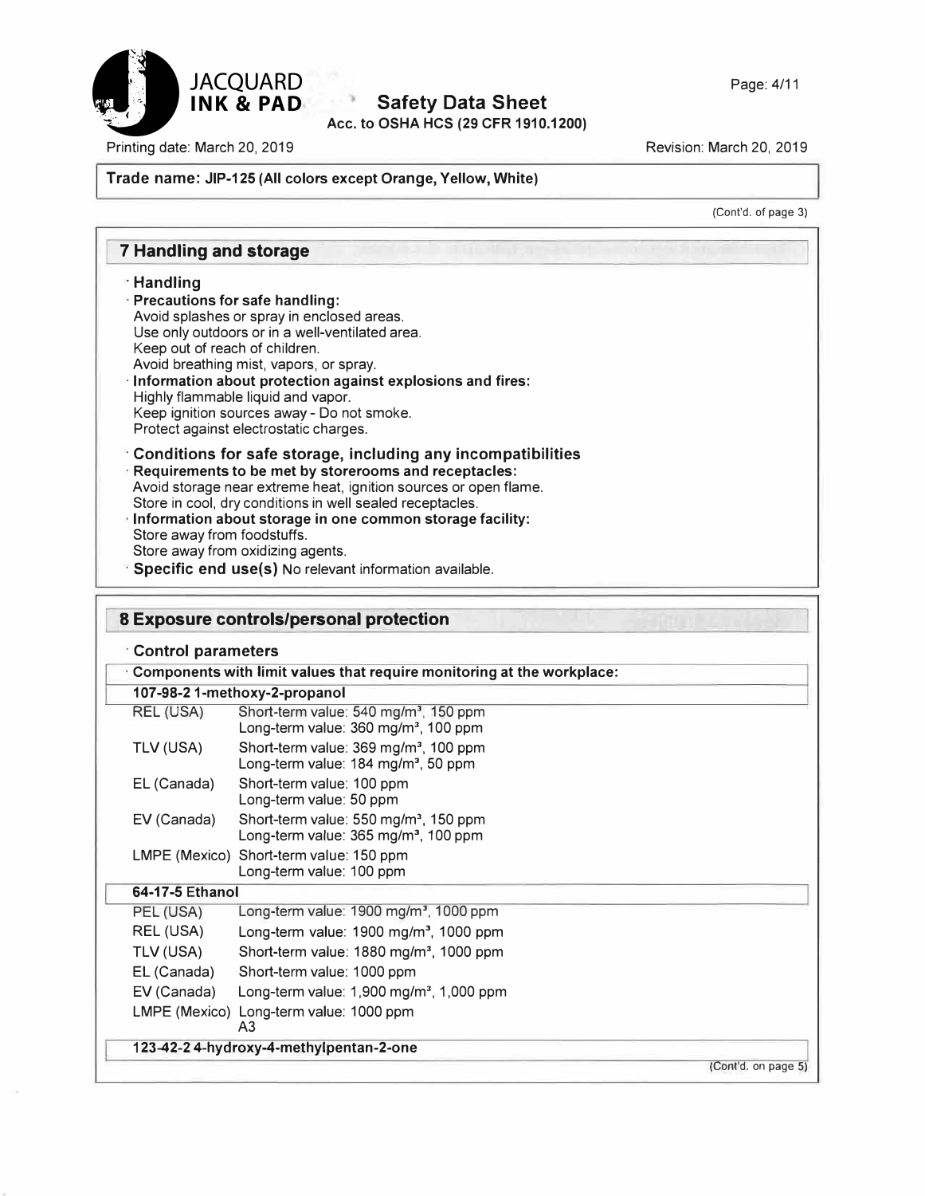**Trade name: JIP-125 (All colors except Orange, Yellow, White)**

(Cont'd. of page 3)

## 7 Handling and storage

· **Handling**

· **Precautions for safe handling:**
Avoid splashes or spray in enclosed areas.
Use only outdoors or in a well-ventilated area.
Keep out of reach of children.
Avoid breathing mist, vapors, or spray.

· **Information about protection against explosions and fires:**
Highly flammable liquid and vapor.
Keep ignition sources away - Do not smoke.
Protect against electrostatic charges.

· **Conditions for safe storage, including any incompatibilities**

· **Requirements to be met by storerooms and receptacles:**
Avoid storage near extreme heat, ignition sources or open flame.
Store in cool, dry conditions in well sealed receptacles.

· **Information about storage in one common storage facility:**
Store away from foodstuffs.
Store away from oxidizing agents.

· **Specific end use(s)** No relevant information available.

## 8 Exposure controls/personal protection

· **Control parameters**

· **Components with limit values that require monitoring at the workplace:**

| **107-98-2 1-methoxy-2-propanol** | |
|---|---|
| REL (USA) | Short-term value: 540 mg/m³, 150 ppm<br>Long-term value: 360 mg/m³, 100 ppm |
| TLV (USA) | Short-term value: 369 mg/m³, 100 ppm<br>Long-term value: 184 mg/m³, 50 ppm |
| EL (Canada) | Short-term value: 100 ppm<br>Long-term value: 50 ppm |
| EV (Canada) | Short-term value: 550 mg/m³, 150 ppm<br>Long-term value: 365 mg/m³, 100 ppm |
| LMPE (Mexico) | Short-term value: 150 ppm<br>Long-term value: 100 ppm |
| **64-17-5 Ethanol** | |
| PEL (USA) | Long-term value: 1900 mg/m³, 1000 ppm |
| REL (USA) | Long-term value: 1900 mg/m³, 1000 ppm |
| TLV (USA) | Short-term value: 1880 mg/m³, 1000 ppm |
| EL (Canada) | Short-term value: 1000 ppm |
| EV (Canada) | Long-term value: 1,900 mg/m³, 1,000 ppm |
| LMPE (Mexico) | Long-term value: 1000 ppm<br>A3 |
| **123-42-2 4-hydroxy-4-methylpentan-2-one** | |

(Cont'd. on page 5)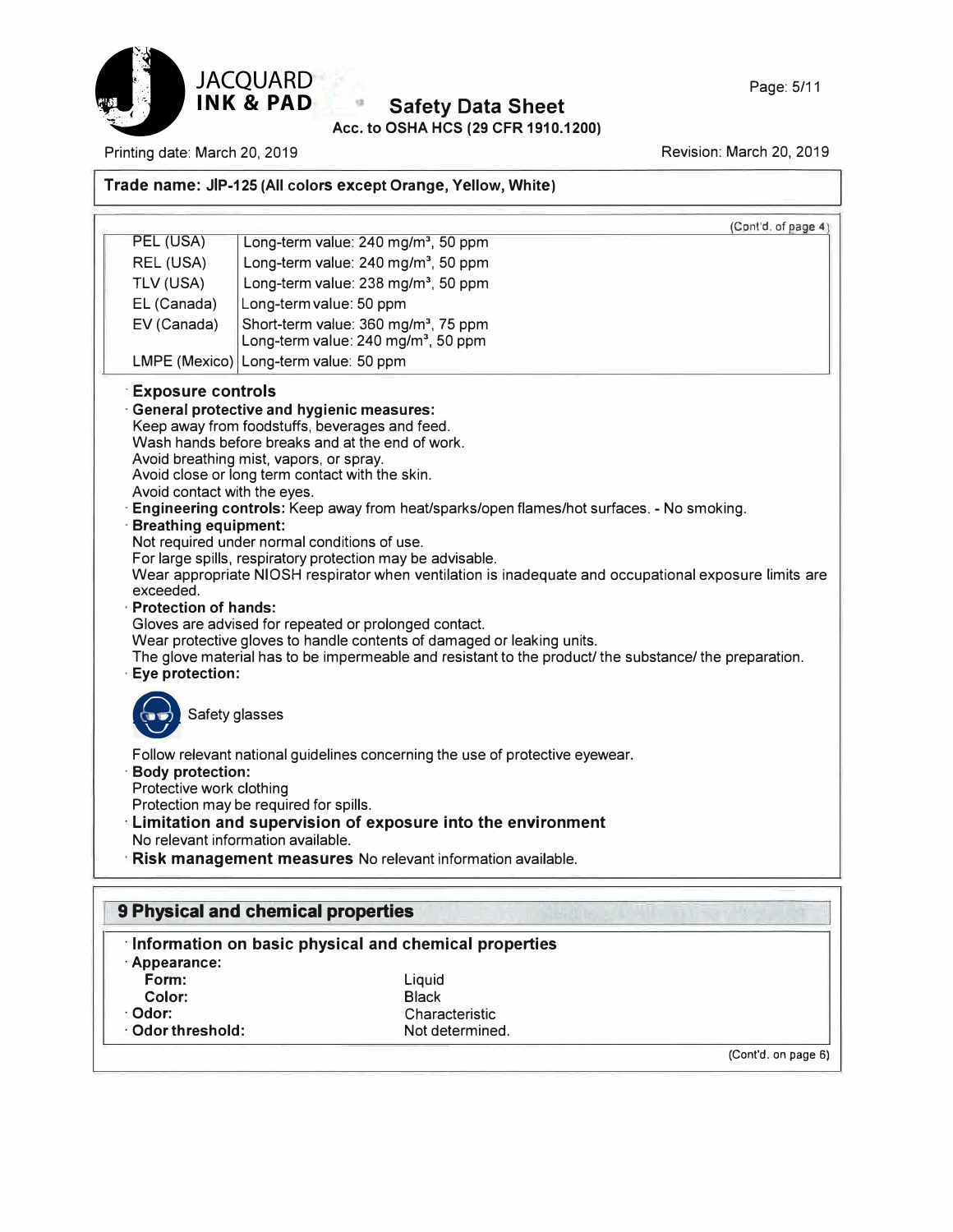**Trade name: JIP-125 (All colors except Orange, Yellow, White)**

(Cont'd. of page 4)

| | |
|---|---|
| PEL (USA) | Long-term value: 240 mg/m³, 50 ppm |
| REL (USA) | Long-term value: 240 mg/m³, 50 ppm |
| TLV (USA) | Long-term value: 238 mg/m³, 50 ppm |
| EL (Canada) | Long-term value: 50 ppm |
| EV (Canada) | Short-term value: 360 mg/m³, 75 ppm<br>Long-term value: 240 mg/m³, 50 ppm |
| LMPE (Mexico) | Long-term value: 50 ppm |

· **Exposure controls**

· **General protective and hygienic measures:**
Keep away from foodstuffs, beverages and feed.
Wash hands before breaks and at the end of work.
Avoid breathing mist, vapors, or spray.
Avoid close or long term contact with the skin.
Avoid contact with the eyes.

· **Engineering controls:** Keep away from heat/sparks/open flames/hot surfaces. - No smoking.

· **Breathing equipment:**
Not required under normal conditions of use.
For large spills, respiratory protection may be advisable.
Wear appropriate NIOSH respirator when ventilation is inadequate and occupational exposure limits are exceeded.

· **Protection of hands:**
Gloves are advised for repeated or prolonged contact.
Wear protective gloves to handle contents of damaged or leaking units.
The glove material has to be impermeable and resistant to the product/ the substance/ the preparation.

· **Eye protection:**

Safety glasses

Follow relevant national guidelines concerning the use of protective eyewear.

· **Body protection:**
Protective work clothing
Protection may be required for spills.

· **Limitation and supervision of exposure into the environment**
No relevant information available.

· **Risk management measures** No relevant information available.

## 9 Physical and chemical properties

· **Information on basic physical and chemical properties**

· **Appearance:**

| | |
|---|---|
| **Form:** | Liquid |
| **Color:** | Black |
| · **Odor:** | Characteristic |
| · **Odor threshold:** | Not determined. |

(Cont'd. on page 6)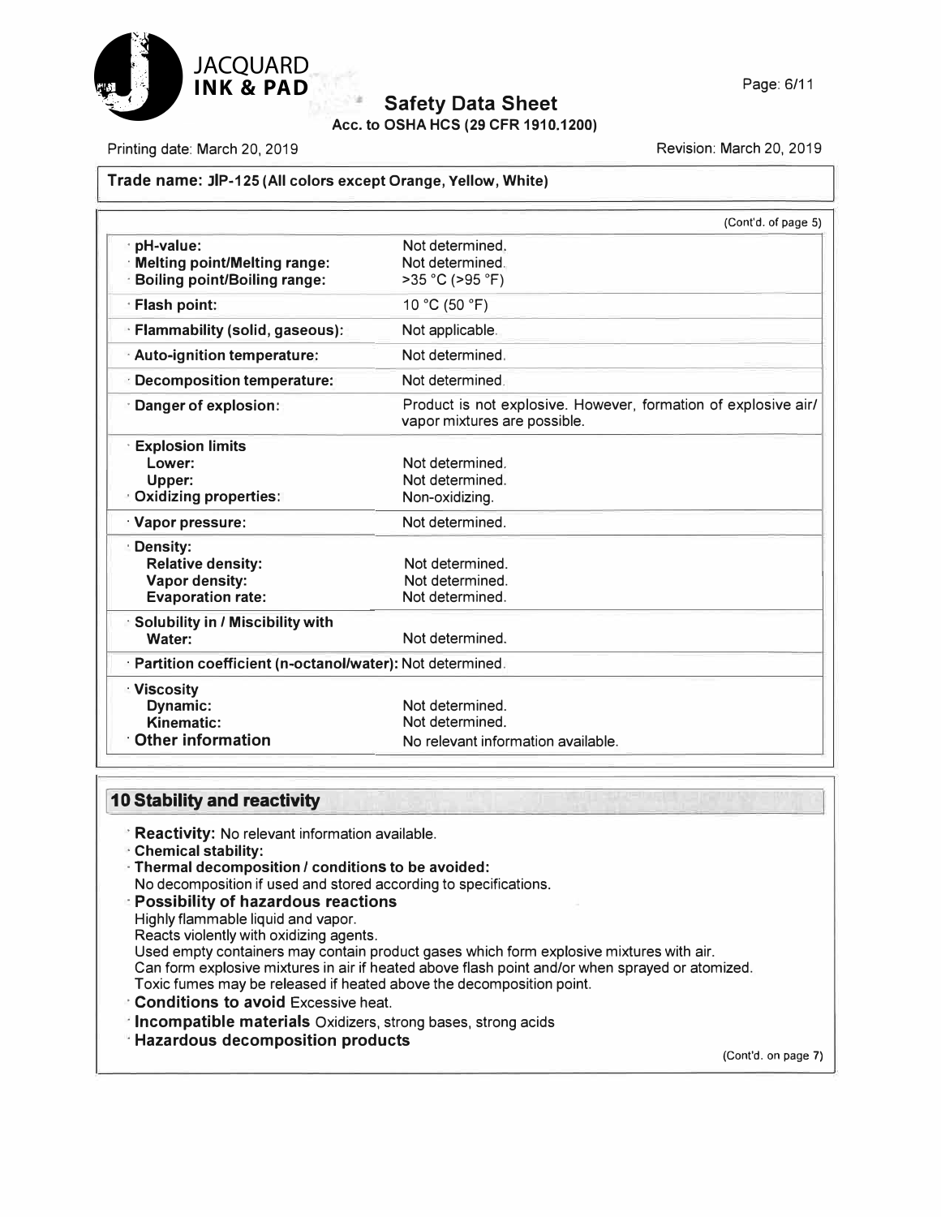**Trade name: JIP-125 (All colors except Orange, Yellow, White)**

(Cont'd. of page 5)

| Property | Value |
|---|---|
| · **pH-value:** | Not determined. |
| · **Melting point/Melting range:** | Not determined. |
| · **Boiling point/Boiling range:** | >35 °C (>95 °F) |
| · **Flash point:** | 10 °C (50 °F) |
| · **Flammability (solid, gaseous):** | Not applicable. |
| · **Auto-ignition temperature:** | Not determined. |
| · **Decomposition temperature:** | Not determined. |
| · **Danger of explosion:** | Product is not explosive. However, formation of explosive air/vapor mixtures are possible. |
| · **Explosion limits** | |
| **Lower:** | Not determined. |
| **Upper:** | Not determined. |
| · **Oxidizing properties:** | Non-oxidizing. |
| · **Vapor pressure:** | Not determined. |
| · **Density:** | |
| **Relative density:** | Not determined. |
| **Vapor density:** | Not determined. |
| **Evaporation rate:** | Not determined. |
| · **Solubility in / Miscibility with Water:** | Not determined. |
| · **Partition coefficient (n-octanol/water):** | Not determined. |
| · **Viscosity** | |
| **Dynamic:** | Not determined. |
| **Kinematic:** | Not determined. |
| · **Other information** | No relevant information available. |

## 10 Stability and reactivity

- **Reactivity:** No relevant information available.
- **Chemical stability:**
- **Thermal decomposition / conditions to be avoided:**
  No decomposition if used and stored according to specifications.
- **Possibility of hazardous reactions**
  Highly flammable liquid and vapor.
  Reacts violently with oxidizing agents.
  Used empty containers may contain product gases which form explosive mixtures with air.
  Can form explosive mixtures in air if heated above flash point and/or when sprayed or atomized.
  Toxic fumes may be released if heated above the decomposition point.
- **Conditions to avoid** Excessive heat.
- **Incompatible materials** Oxidizers, strong bases, strong acids
- **Hazardous decomposition products**

(Cont'd. on page 7)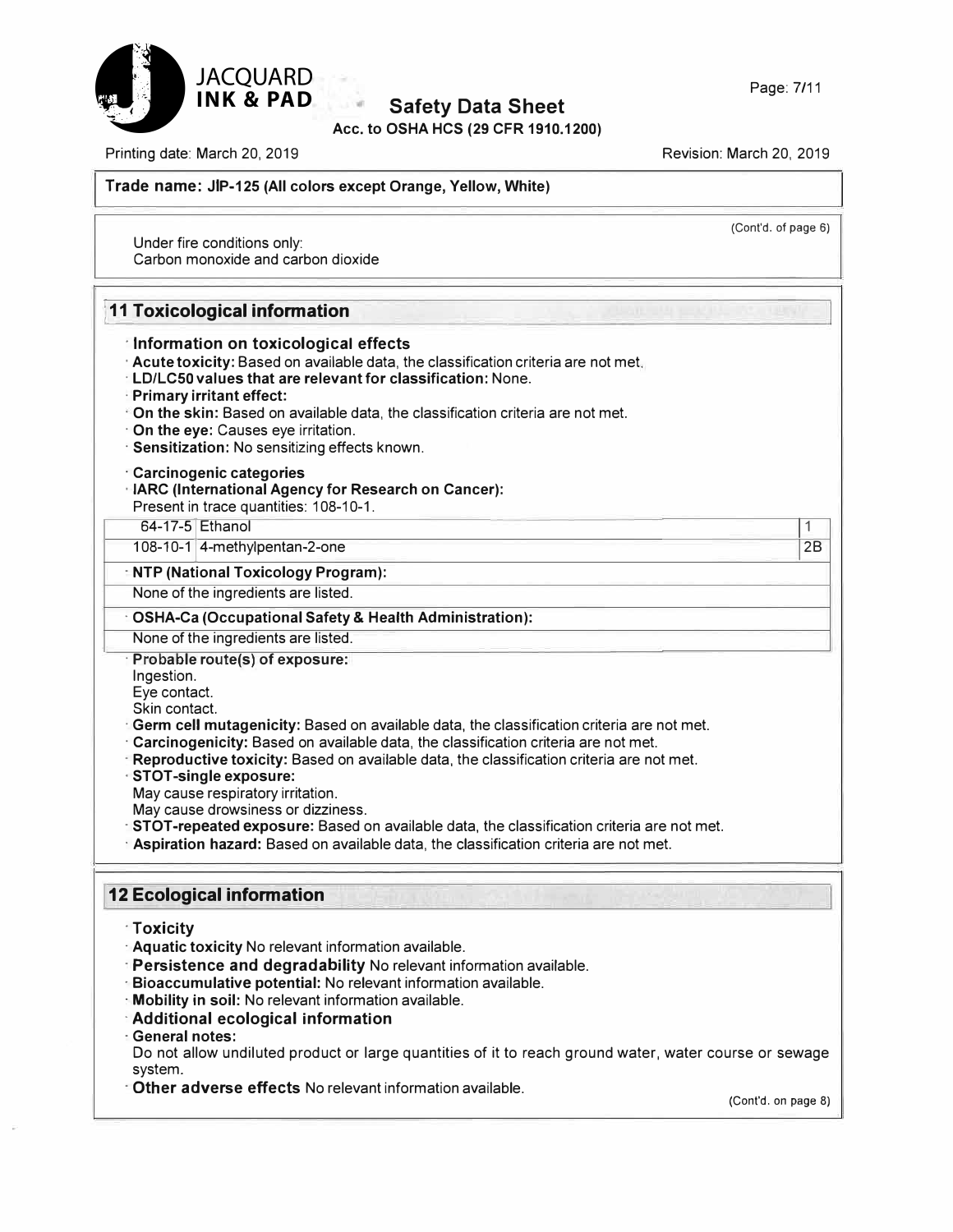**Trade name: JIP-125 (All colors except Orange, Yellow, White)**

(Cont'd. of page 6)

Under fire conditions only:
Carbon monoxide and carbon dioxide

## 11 Toxicological information

- **Information on toxicological effects**
- **Acute toxicity:** Based on available data, the classification criteria are not met.
- **LD/LC50 values that are relevant for classification:** None.
- **Primary irritant effect:**
- **On the skin:** Based on available data, the classification criteria are not met.
- **On the eye:** Causes eye irritation.
- **Sensitization:** No sensitizing effects known.

- **Carcinogenic categories**
- **IARC (International Agency for Research on Cancer):**

Present in trace quantities: 108-10-1.

| CAS | Name | Category |
|---|---|---|
| 64-17-5 | Ethanol | 1 |
| 108-10-1 | 4-methylpentan-2-one | 2B |

- **NTP (National Toxicology Program):**

None of the ingredients are listed.

- **OSHA-Ca (Occupational Safety & Health Administration):**

None of the ingredients are listed.

- **Probable route(s) of exposure:**

Ingestion.
Eye contact.
Skin contact.

- **Germ cell mutagenicity:** Based on available data, the classification criteria are not met.
- **Carcinogenicity:** Based on available data, the classification criteria are not met.
- **Reproductive toxicity:** Based on available data, the classification criteria are not met.
- **STOT-single exposure:**

May cause respiratory irritation.
May cause drowsiness or dizziness.

- **STOT-repeated exposure:** Based on available data, the classification criteria are not met.
- **Aspiration hazard:** Based on available data, the classification criteria are not met.

## 12 Ecological information

- **Toxicity**
- **Aquatic toxicity** No relevant information available.
- **Persistence and degradability** No relevant information available.
- **Bioaccumulative potential:** No relevant information available.
- **Mobility in soil:** No relevant information available.
- **Additional ecological information**
- **General notes:**

Do not allow undiluted product or large quantities of it to reach ground water, water course or sewage system.

- **Other adverse effects** No relevant information available.

(Cont'd. on page 8)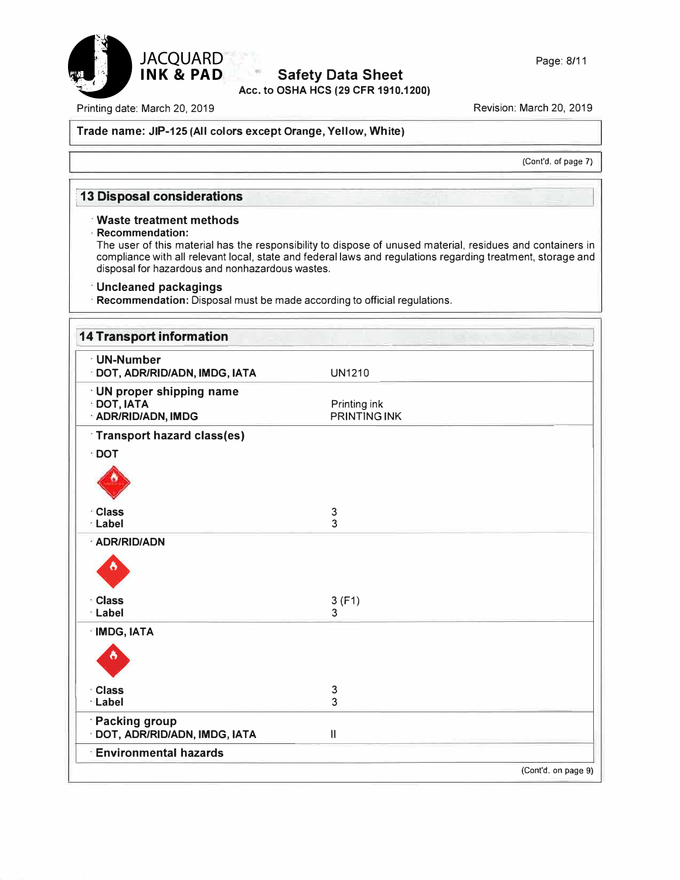Trade name: **JIP-125 (All colors except Orange, Yellow, White)**

(Cont'd. of page 7)

## 13 Disposal considerations

· **Waste treatment methods**

· **Recommendation:**

The user of this material has the responsibility to dispose of unused material, residues and containers in compliance with all relevant local, state and federal laws and regulations regarding treatment, storage and disposal for hazardous and nonhazardous wastes.

· **Uncleaned packagings**

· **Recommendation:** Disposal must be made according to official regulations.

## 14 Transport information

· **UN-Number**

| | |
|---|---|
| · **DOT, ADR/RID/ADN, IMDG, IATA** | UN1210 |

· **UN proper shipping name**

| | |
|---|---|
| · **DOT, IATA** | Printing ink |
| · **ADR/RID/ADN, IMDG** | PRINTING INK |

· **Transport hazard class(es)**

· **DOT**

| | |
|---|---|
| · **Class** | 3 |
| · **Label** | 3 |

· **ADR/RID/ADN**

| | |
|---|---|
| · **Class** | 3 (F1) |
| · **Label** | 3 |

· **IMDG, IATA**

| | |
|---|---|
| · **Class** | 3 |
| · **Label** | 3 |

· **Packing group**

| | |
|---|---|
| · **DOT, ADR/RID/ADN, IMDG, IATA** | II |

· **Environmental hazards**

(Cont'd. on page 9)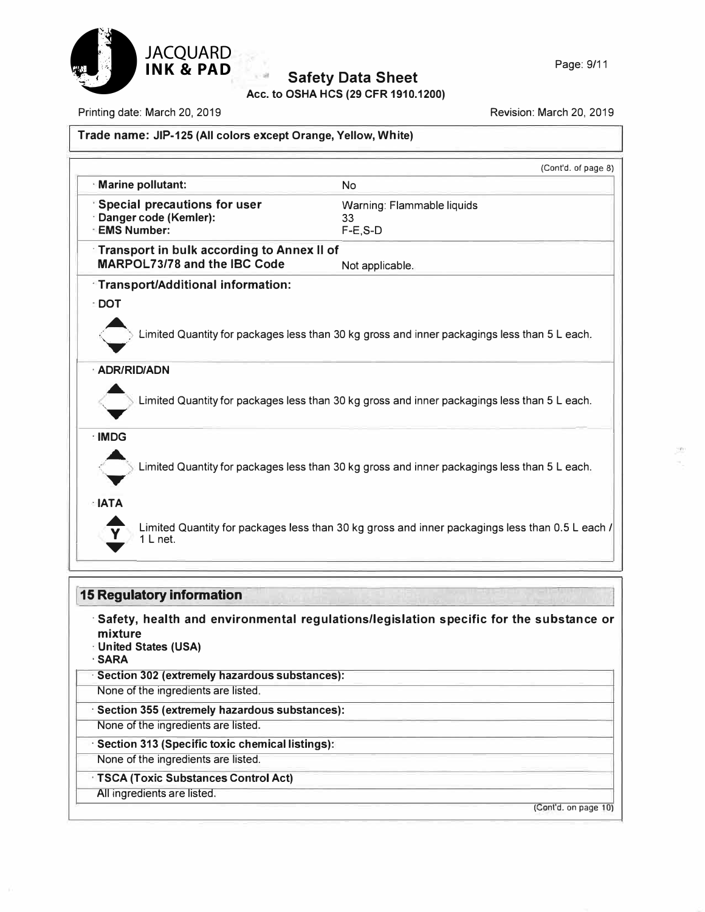Trade name: JIP-125 (All colors except Orange, Yellow, White)

(Cont'd. of page 8)

| | |
|---|---|
| · **Marine pollutant:** | No |
| · **Special precautions for user** | Warning: Flammable liquids |
| · **Danger code (Kemler):** | 33 |
| · **EMS Number:** | F-E,S-D |
| · **Transport in bulk according to Annex II of MARPOL73/78 and the IBC Code** | Not applicable. |

· **Transport/Additional information:**

· **DOT**

Limited Quantity for packages less than 30 kg gross and inner packagings less than 5 L each.

· **ADR/RID/ADN**

Limited Quantity for packages less than 30 kg gross and inner packagings less than 5 L each.

· **IMDG**

Limited Quantity for packages less than 30 kg gross and inner packagings less than 5 L each.

· **IATA**

Limited Quantity for packages less than 30 kg gross and inner packagings less than 0.5 L each / 1 L net.

## 15 Regulatory information

· **Safety, health and environmental regulations/legislation specific for the substance or mixture**

· **United States (USA)**

· **SARA**

· **Section 302 (extremely hazardous substances):**

None of the ingredients are listed.

· **Section 355 (extremely hazardous substances):**

None of the ingredients are listed.

· **Section 313 (Specific toxic chemical listings):**

None of the ingredients are listed.

· **TSCA (Toxic Substances Control Act)**

All ingredients are listed.

(Cont'd. on page 10)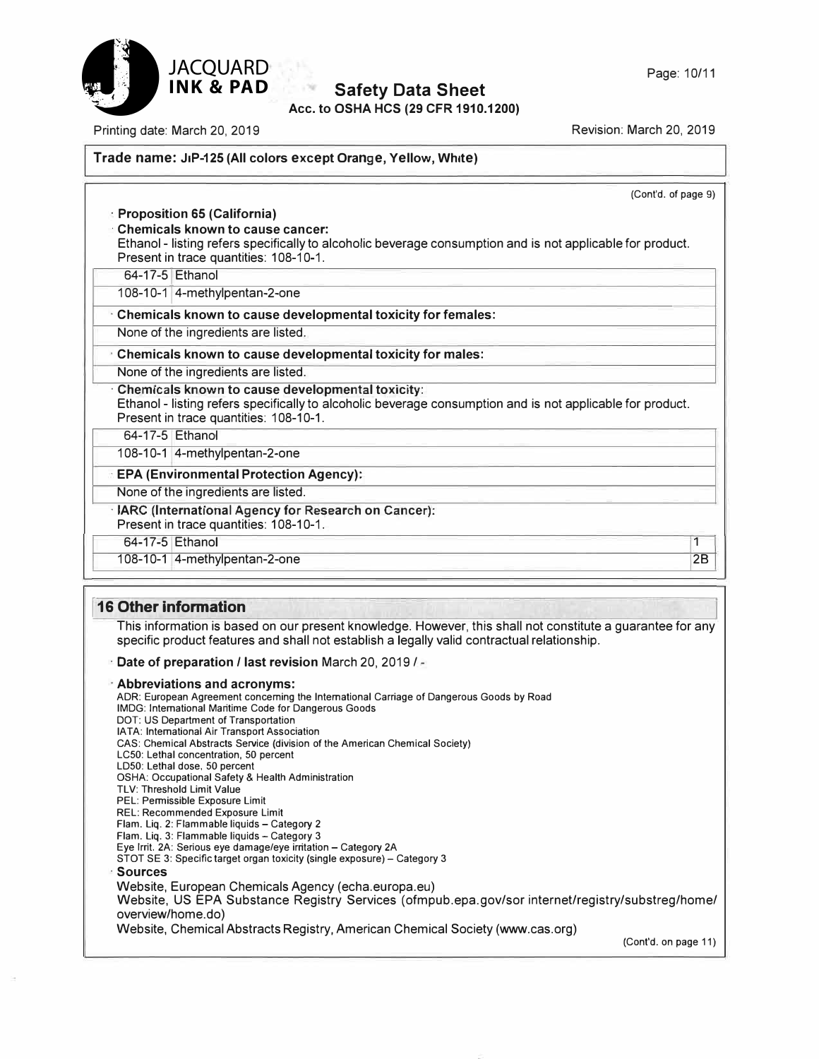Trade name: JIP-125 (All colors except Orange, Yellow, White)

(Cont'd. of page 9)

**Proposition 65 (California)**

**Chemicals known to cause cancer:**

Ethanol - listing refers specifically to alcoholic beverage consumption and is not applicable for product. Present in trace quantities: 108-10-1.

| | |
|---|---|
| 64-17-5 | Ethanol |
| 108-10-1 | 4-methylpentan-2-one |

**Chemicals known to cause developmental toxicity for females:**

None of the ingredients are listed.

**Chemicals known to cause developmental toxicity for males:**

None of the ingredients are listed.

**Chemicals known to cause developmental toxicity:**

Ethanol - listing refers specifically to alcoholic beverage consumption and is not applicable for product. Present in trace quantities: 108-10-1.

| | |
|---|---|
| 64-17-5 | Ethanol |
| 108-10-1 | 4-methylpentan-2-one |

**EPA (Environmental Protection Agency):**

None of the ingredients are listed.

**IARC (International Agency for Research on Cancer):**

Present in trace quantities: 108-10-1.

| | | |
|---|---|---|
| 64-17-5 | Ethanol | 1 |
| 108-10-1 | 4-methylpentan-2-one | 2B |

## 16 Other information

This information is based on our present knowledge. However, this shall not constitute a guarantee for any specific product features and shall not establish a legally valid contractual relationship.

**Date of preparation / last revision** March 20, 2019 / -

**Abbreviations and acronyms:**

ADR: European Agreement concerning the International Carriage of Dangerous Goods by Road
IMDG: International Maritime Code for Dangerous Goods
DOT: US Department of Transportation
IATA: International Air Transport Association
CAS: Chemical Abstracts Service (division of the American Chemical Society)
LC50: Lethal concentration, 50 percent
LD50: Lethal dose, 50 percent
OSHA: Occupational Safety & Health Administration
TLV: Threshold Limit Value
PEL: Permissible Exposure Limit
REL: Recommended Exposure Limit
Flam. Liq. 2: Flammable liquids – Category 2
Flam. Liq. 3: Flammable liquids – Category 3
Eye Irrit. 2A: Serious eye damage/eye irritation – Category 2A
STOT SE 3: Specific target organ toxicity (single exposure) – Category 3

**Sources**

Website, European Chemicals Agency (echa.europa.eu)
Website, US EPA Substance Registry Services (ofmpub.epa.gov/sor internet/registry/substreg/home/overview/home.do)
Website, Chemical Abstracts Registry, American Chemical Society (www.cas.org)

(Cont'd. on page 11)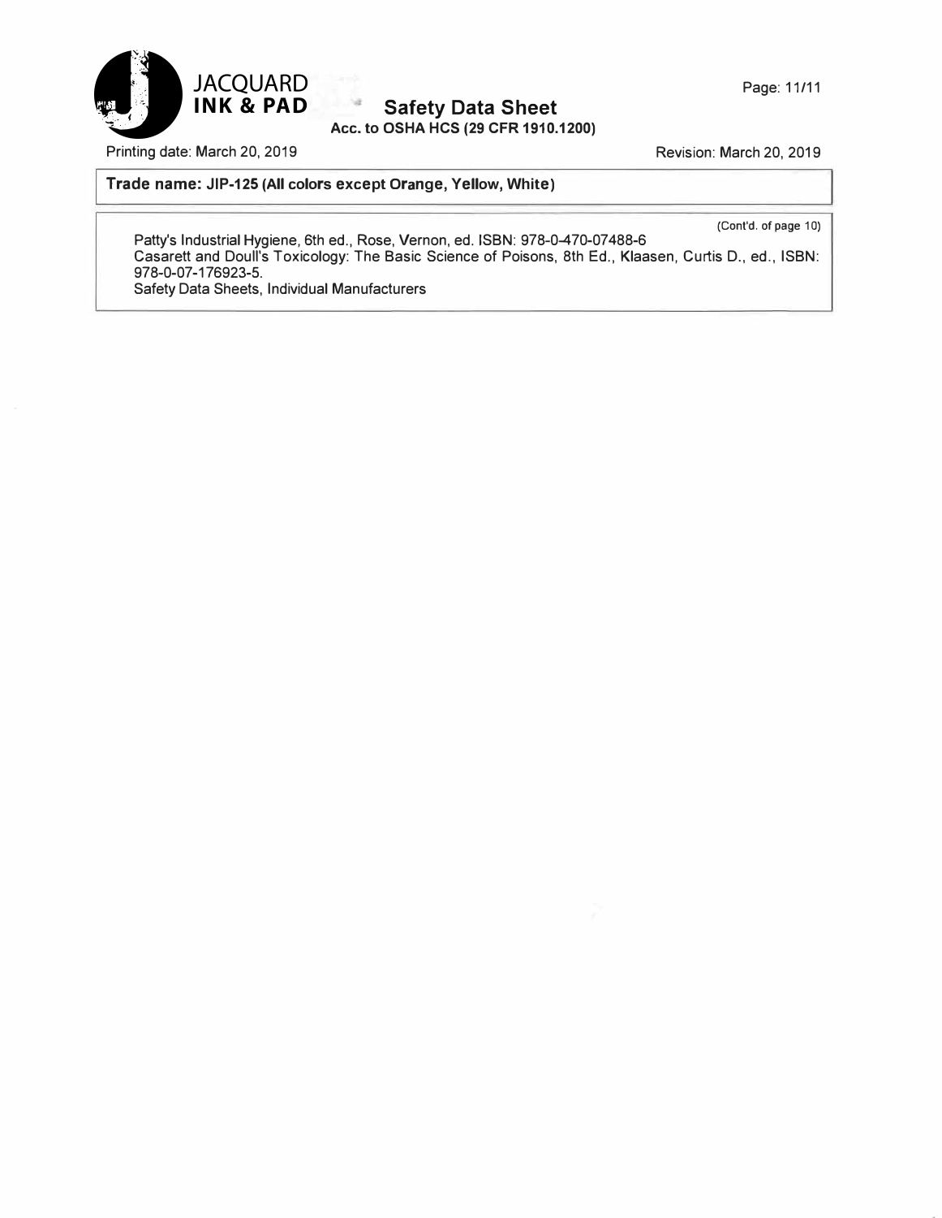**Trade name: JIP-125 (All colors except Orange, Yellow, White)**

(Cont'd. of page 10)

Patty's Industrial Hygiene, 6th ed., Rose, Vernon, ed. ISBN: 978-0-470-07488-6
Casarett and Doull's Toxicology: The Basic Science of Poisons, 8th Ed., Klaasen, Curtis D., ed., ISBN: 978-0-07-176923-5.
Safety Data Sheets, Individual Manufacturers